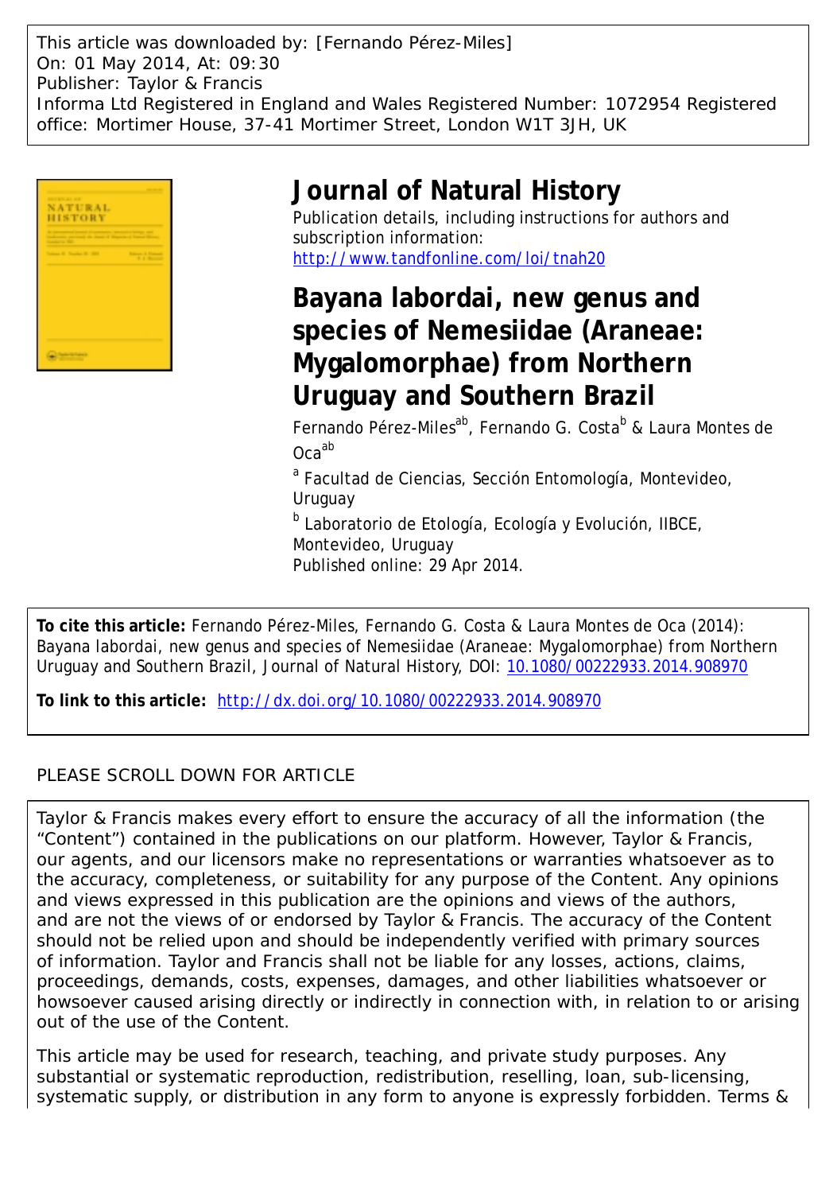This article was downloaded by: [Fernando Pérez-Miles]
On: 01 May 2014, At: 09:30
Publisher: Taylor & Francis
Informa Ltd Registered in England and Wales Registered Number: 1072954 Registered office: Mortimer House, 37-41 Mortimer Street, London W1T 3JH, UK

# Journal of Natural History

Publication details, including instructions for authors and subscription information:
http://www.tandfonline.com/loi/tnah20

# Bayana labordai, new genus and species of Nemesiidae (Araneae: Mygalomorphae) from Northern Uruguay and Southern Brazil

Fernando Pérez-Miles[ab], Fernando G. Costa[b] & Laura Montes de Oca[ab]

[a] Facultad de Ciencias, Sección Entomología, Montevideo, Uruguay

[b] Laboratorio de Etología, Ecología y Evolución, IIBCE, Montevideo, Uruguay

Published online: 29 Apr 2014.

**To cite this article:** Fernando Pérez-Miles, Fernando G. Costa & Laura Montes de Oca (2014): Bayana labordai, new genus and species of Nemesiidae (Araneae: Mygalomorphae) from Northern Uruguay and Southern Brazil, Journal of Natural History, DOI: 10.1080/00222933.2014.908970

**To link to this article:** http://dx.doi.org/10.1080/00222933.2014.908970

PLEASE SCROLL DOWN FOR ARTICLE

Taylor & Francis makes every effort to ensure the accuracy of all the information (the "Content") contained in the publications on our platform. However, Taylor & Francis, our agents, and our licensors make no representations or warranties whatsoever as to the accuracy, completeness, or suitability for any purpose of the Content. Any opinions and views expressed in this publication are the opinions and views of the authors, and are not the views of or endorsed by Taylor & Francis. The accuracy of the Content should not be relied upon and should be independently verified with primary sources of information. Taylor and Francis shall not be liable for any losses, actions, claims, proceedings, demands, costs, expenses, damages, and other liabilities whatsoever or howsoever caused arising directly or indirectly in connection with, in relation to or arising out of the use of the Content.

This article may be used for research, teaching, and private study purposes. Any substantial or systematic reproduction, redistribution, reselling, loan, sub-licensing, systematic supply, or distribution in any form to anyone is expressly forbidden. Terms &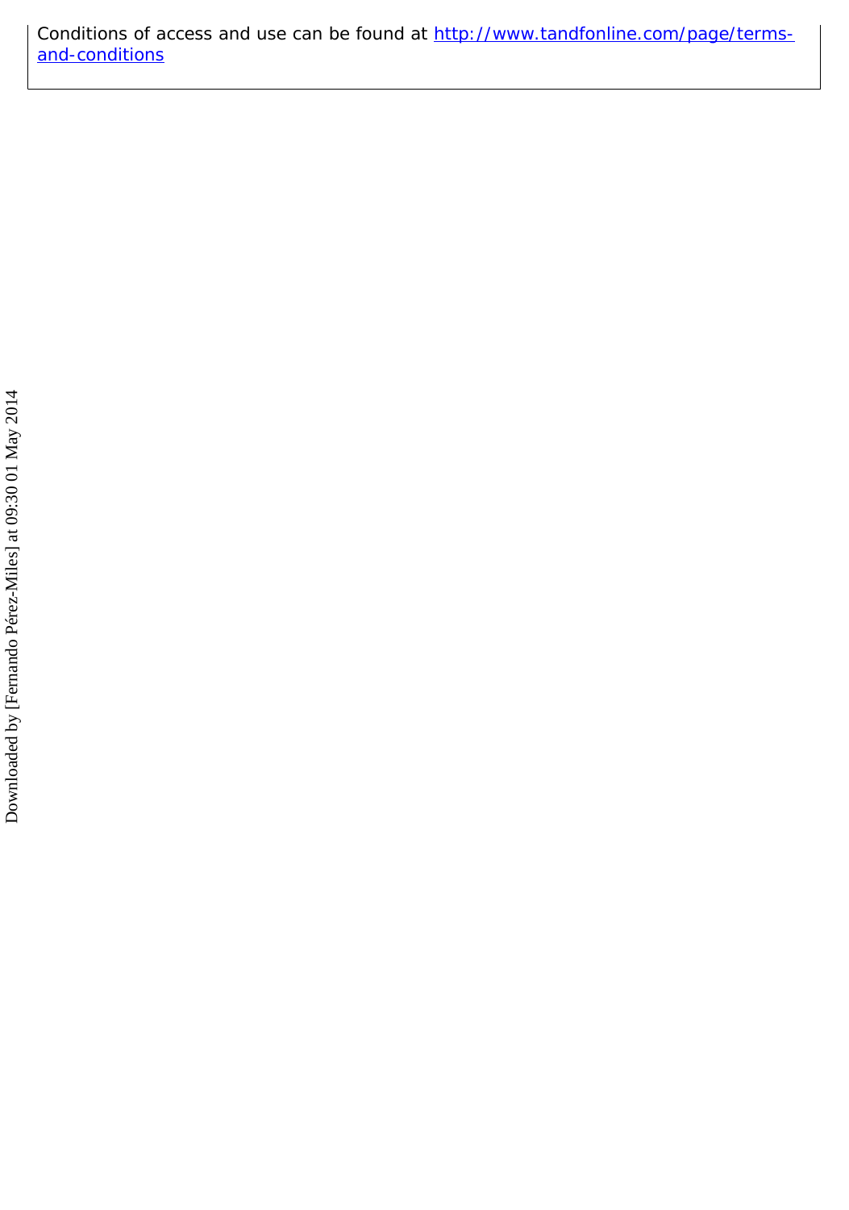Conditions of access and use can be found at [http://www.tandfonline.com/page/terms-and-conditions](http://www.tandfonline.com/page/terms-and-conditions)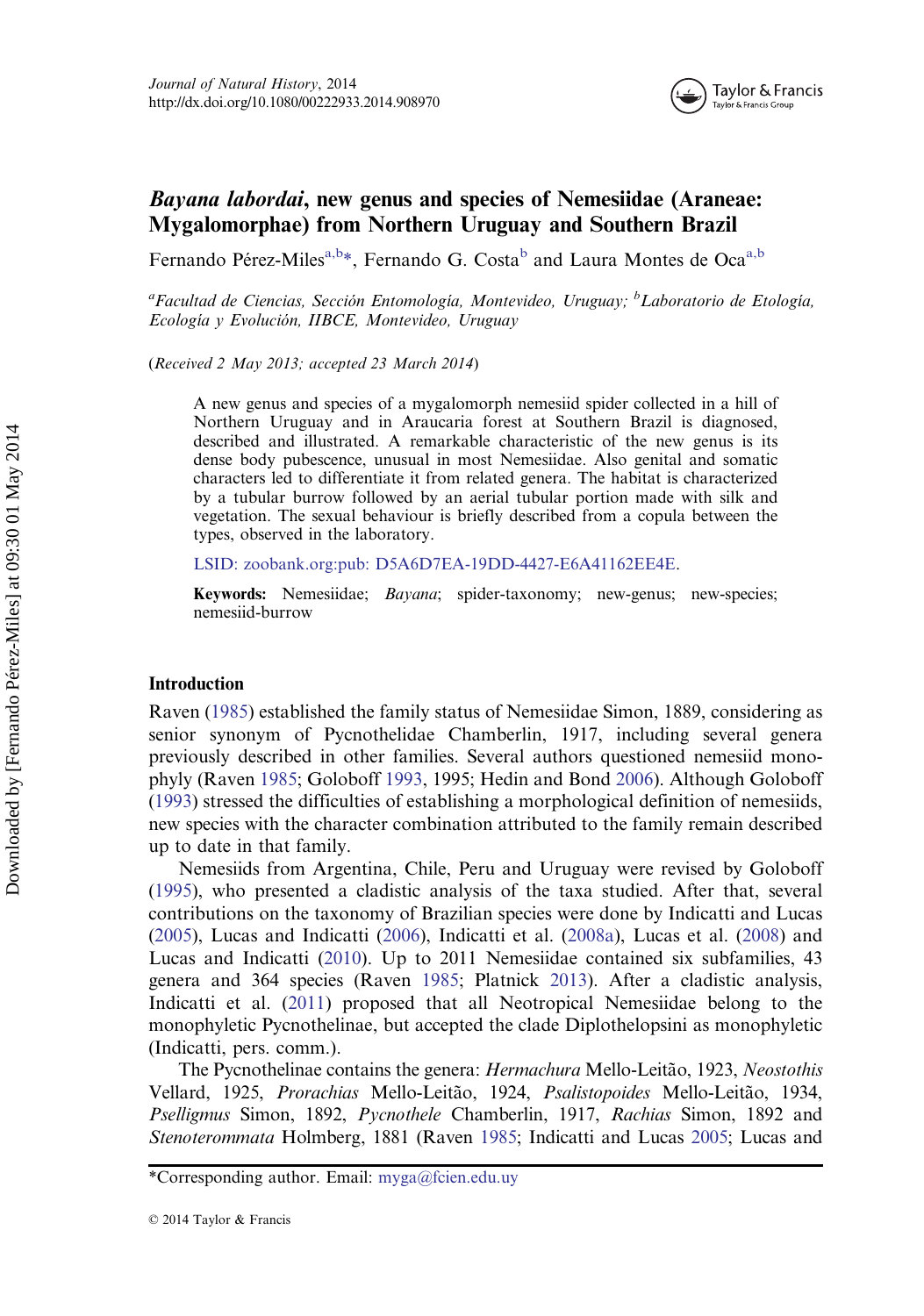# *Bayana labordai*, new genus and species of Nemesiidae (Araneae: Mygalomorphae) from Northern Uruguay and Southern Brazil

Fernando Pérez-Miles[a,b]*, Fernando G. Costa[b] and Laura Montes de Oca[a,b]

[a]*Facultad de Ciencias, Sección Entomología, Montevideo, Uruguay;* [b]*Laboratorio de Etología, Ecología y Evolución, IIBCE, Montevideo, Uruguay*

(*Received 2 May 2013; accepted 23 March 2014*)

A new genus and species of a mygalomorph nemesiid spider collected in a hill of Northern Uruguay and in Araucaria forest at Southern Brazil is diagnosed, described and illustrated. A remarkable characteristic of the new genus is its dense body pubescence, unusual in most Nemesiidae. Also genital and somatic characters led to differentiate it from related genera. The habitat is characterized by a tubular burrow followed by an aerial tubular portion made with silk and vegetation. The sexual behaviour is briefly described from a copula between the types, observed in the laboratory.

LSID: zoobank.org:pub: D5A6D7EA-19DD-4427-E6A41162EE4E.

**Keywords:** Nemesiidae; *Bayana*; spider-taxonomy; new-genus; new-species; nemesiid-burrow

## Introduction

Raven (1985) established the family status of Nemesiidae Simon, 1889, considering as senior synonym of Pycnothelidae Chamberlin, 1917, including several genera previously described in other families. Several authors questioned nemesiid monophyly (Raven 1985; Goloboff 1993, 1995; Hedin and Bond 2006). Although Goloboff (1993) stressed the difficulties of establishing a morphological definition of nemesiids, new species with the character combination attributed to the family remain described up to date in that family.

Nemesiids from Argentina, Chile, Peru and Uruguay were revised by Goloboff (1995), who presented a cladistic analysis of the taxa studied. After that, several contributions on the taxonomy of Brazilian species were done by Indicatti and Lucas (2005), Lucas and Indicatti (2006), Indicatti et al. (2008a), Lucas et al. (2008) and Lucas and Indicatti (2010). Up to 2011 Nemesiidae contained six subfamilies, 43 genera and 364 species (Raven 1985; Platnick 2013). After a cladistic analysis, Indicatti et al. (2011) proposed that all Neotropical Nemesiidae belong to the monophyletic Pycnothelinae, but accepted the clade Diplothelopsini as monophyletic (Indicatti, pers. comm.).

The Pycnothelinae contains the genera: *Hermachura* Mello-Leitão, 1923, *Neostothis* Vellard, 1925, *Prorachias* Mello-Leitão, 1924, *Psalistopoides* Mello-Leitão, 1934, *Pselligmus* Simon, 1892, *Pycnothele* Chamberlin, 1917, *Rachias* Simon, 1892 and *Stenoterommata* Holmberg, 1881 (Raven 1985; Indicatti and Lucas 2005; Lucas and

*Corresponding author. Email: myga@fcien.edu.uy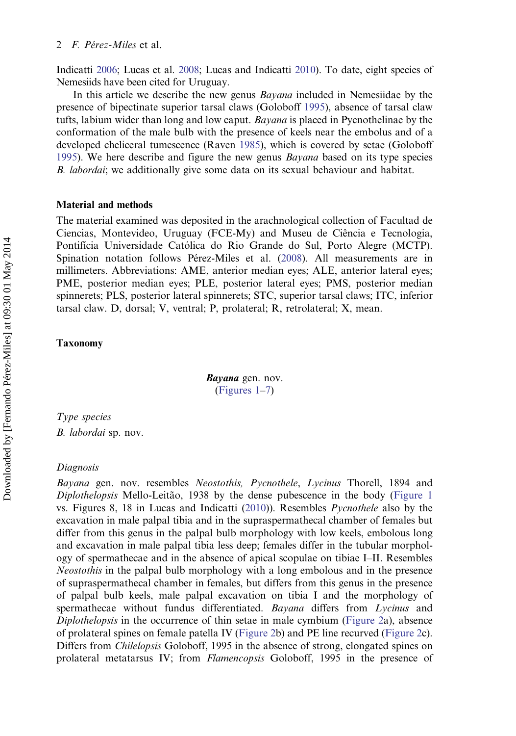Indicatti 2006; Lucas et al. 2008; Lucas and Indicatti 2010). To date, eight species of Nemesiids have been cited for Uruguay.

In this article we describe the new genus *Bayana* included in Nemesiidae by the presence of bipectinate superior tarsal claws (Goloboff 1995), absence of tarsal claw tufts, labium wider than long and low caput. *Bayana* is placed in Pycnothelinae by the conformation of the male bulb with the presence of keels near the embolus and of a developed cheliceral tumescence (Raven 1985), which is covered by setae (Goloboff 1995). We here describe and figure the new genus *Bayana* based on its type species *B. labordai*; we additionally give some data on its sexual behaviour and habitat.

## Material and methods

The material examined was deposited in the arachnological collection of Facultad de Ciencias, Montevideo, Uruguay (FCE-My) and Museu de Ciência e Tecnologia, Pontifícia Universidade Católica do Rio Grande do Sul, Porto Alegre (MCTP). Spination notation follows Pérez-Miles et al. (2008). All measurements are in millimeters. Abbreviations: AME, anterior median eyes; ALE, anterior lateral eyes; PME, posterior median eyes; PLE, posterior lateral eyes; PMS, posterior median spinnerets; PLS, posterior lateral spinnerets; STC, superior tarsal claws; ITC, inferior tarsal claw. D, dorsal; V, ventral; P, prolateral; R, retrolateral; X, mean.

## Taxonomy

### ***Bayana*** gen. nov.
(Figures 1–7)

*Type species*

*B. labordai* sp. nov.

*Diagnosis*

*Bayana* gen. nov. resembles *Neostothis, Pycnothele*, *Lycinus* Thorell, 1894 and *Diplothelopsis* Mello-Leitão, 1938 by the dense pubescence in the body (Figure 1 vs. Figures 8, 18 in Lucas and Indicatti (2010)). Resembles *Pycnothele* also by the excavation in male palpal tibia and in the supraspermathecal chamber of females but differ from this genus in the palpal bulb morphology with low keels, embolous long and excavation in male palpal tibia less deep; females differ in the tubular morphology of spermathecae and in the absence of apical scopulae on tibiae I–II. Resembles *Neostothis* in the palpal bulb morphology with a long embolous and in the presence of supraspermathecal chamber in females, but differs from this genus in the presence of palpal bulb keels, male palpal excavation on tibia I and the morphology of spermathecae without fundus differentiated. *Bayana* differs from *Lycinus* and *Diplothelopsis* in the occurrence of thin setae in male cymbium (Figure 2a), absence of prolateral spines on female patella IV (Figure 2b) and PE line recurved (Figure 2c). Differs from *Chilelopsis* Goloboff, 1995 in the absence of strong, elongated spines on prolateral metatarsus IV; from *Flamencopsis* Goloboff, 1995 in the presence of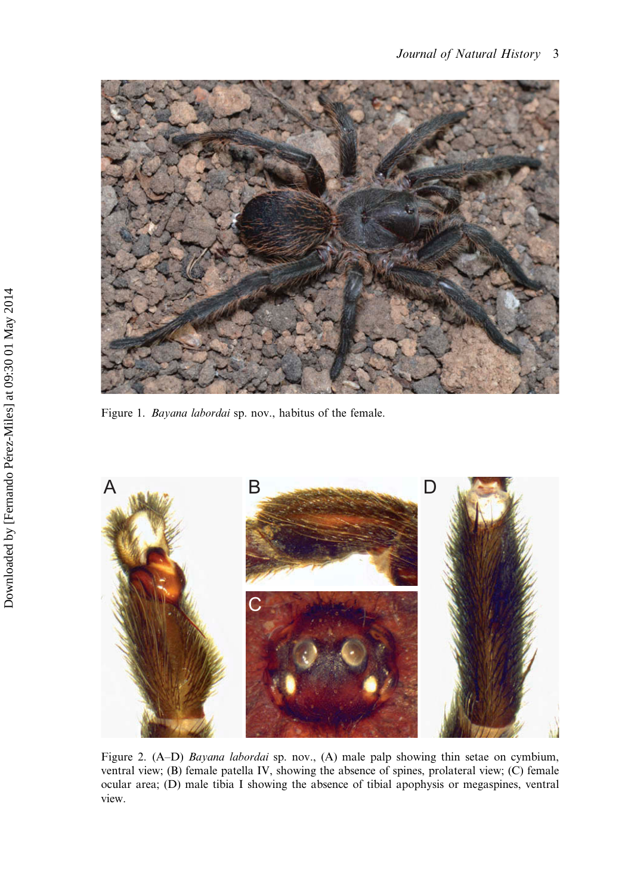Figure 1. *Bayana labordai* sp. nov., habitus of the female.

Figure 2. (A–D) *Bayana labordai* sp. nov., (A) male palp showing thin setae on cymbium, ventral view; (B) female patella IV, showing the absence of spines, prolateral view; (C) female ocular area; (D) male tibia I showing the absence of tibial apophysis or megaspines, ventral view.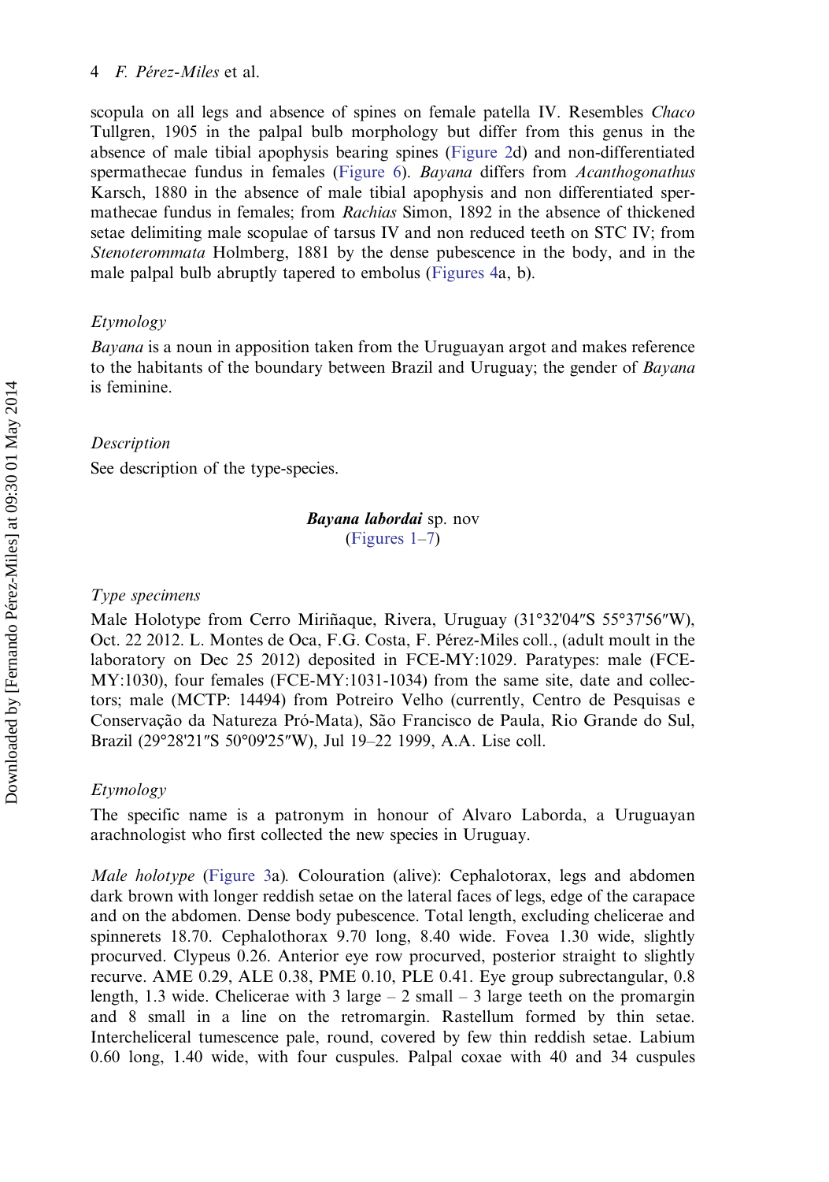scopula on all legs and absence of spines on female patella IV. Resembles *Chaco* Tullgren, 1905 in the palpal bulb morphology but differ from this genus in the absence of male tibial apophysis bearing spines (Figure 2d) and non-differentiated spermathecae fundus in females (Figure 6). *Bayana* differs from *Acanthogonathus* Karsch, 1880 in the absence of male tibial apophysis and non differentiated spermathecae fundus in females; from *Rachias* Simon, 1892 in the absence of thickened setae delimiting male scopulae of tarsus IV and non reduced teeth on STC IV; from *Stenoterommata* Holmberg, 1881 by the dense pubescence in the body, and in the male palpal bulb abruptly tapered to embolus (Figures 4a, b).

### Etymology

*Bayana* is a noun in apposition taken from the Uruguayan argot and makes reference to the habitants of the boundary between Brazil and Uruguay; the gender of *Bayana* is feminine.

### Description

See description of the type-species.

## ***Bayana labordai*** sp. nov
(Figures 1–7)

### Type specimens

Male Holotype from Cerro Miriñaque, Rivera, Uruguay (31°32'04″S 55°37'56″W), Oct. 22 2012. L. Montes de Oca, F.G. Costa, F. Pérez-Miles coll., (adult moult in the laboratory on Dec 25 2012) deposited in FCE-MY:1029. Paratypes: male (FCE-MY:1030), four females (FCE-MY:1031-1034) from the same site, date and collectors; male (MCTP: 14494) from Potreiro Velho (currently, Centro de Pesquisas e Conservação da Natureza Pró-Mata), São Francisco de Paula, Rio Grande do Sul, Brazil (29°28'21″S 50°09'25″W), Jul 19–22 1999, A.A. Lise coll.

### Etymology

The specific name is a patronym in honour of Alvaro Laborda, a Uruguayan arachnologist who first collected the new species in Uruguay.

*Male holotype* (Figure 3a). Colouration (alive): Cephalotorax, legs and abdomen dark brown with longer reddish setae on the lateral faces of legs, edge of the carapace and on the abdomen. Dense body pubescence. Total length, excluding chelicerae and spinnerets 18.70. Cephalothorax 9.70 long, 8.40 wide. Fovea 1.30 wide, slightly procurved. Clypeus 0.26. Anterior eye row procurved, posterior straight to slightly recurve. AME 0.29, ALE 0.38, PME 0.10, PLE 0.41. Eye group subrectangular, 0.8 length, 1.3 wide. Chelicerae with 3 large – 2 small – 3 large teeth on the promargin and 8 small in a line on the retromargin. Rastellum formed by thin setae. Intercheliceral tumescence pale, round, covered by few thin reddish setae. Labium 0.60 long, 1.40 wide, with four cuspules. Palpal coxae with 40 and 34 cuspules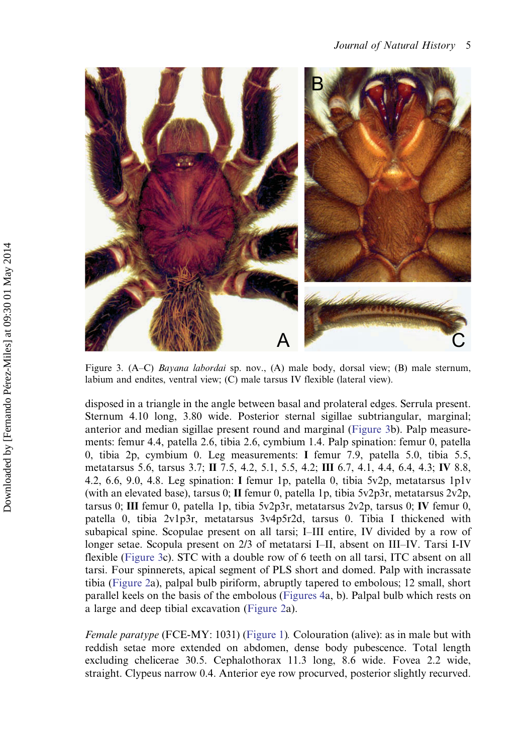Figure 3. (A–C) *Bayana labordai* sp. nov., (A) male body, dorsal view; (B) male sternum, labium and endites, ventral view; (C) male tarsus IV flexible (lateral view).

disposed in a triangle in the angle between basal and prolateral edges. Serrula present. Sternum 4.10 long, 3.80 wide. Posterior sternal sigillae subtriangular, marginal; anterior and median sigillae present round and marginal (Figure 3b). Palp measurements: femur 4.4, patella 2.6, tibia 2.6, cymbium 1.4. Palp spination: femur 0, patella 0, tibia 2p, cymbium 0. Leg measurements: **I** femur 7.9, patella 5.0, tibia 5.5, metatarsus 5.6, tarsus 3.7; **II** 7.5, 4.2, 5.1, 5.5, 4.2; **III** 6.7, 4.1, 4.4, 6.4, 4.3; **IV** 8.8, 4.2, 6.6, 9.0, 4.8. Leg spination: **I** femur 1p, patella 0, tibia 5v2p, metatarsus 1p1v (with an elevated base), tarsus 0; **II** femur 0, patella 1p, tibia 5v2p3r, metatarsus 2v2p, tarsus 0; **III** femur 0, patella 1p, tibia 5v2p3r, metatarsus 2v2p, tarsus 0; **IV** femur 0, patella 0, tibia 2v1p3r, metatarsus 3v4p5r2d, tarsus 0. Tibia I thickened with subapical spine. Scopulae present on all tarsi; I–III entire, IV divided by a row of longer setae. Scopula present on 2/3 of metatarsi I–II, absent on III–IV. Tarsi I-IV flexible (Figure 3c). STC with a double row of 6 teeth on all tarsi, ITC absent on all tarsi. Four spinnerets, apical segment of PLS short and domed. Palp with incrassate tibia (Figure 2a), palpal bulb piriform, abruptly tapered to embolous; 12 small, short parallel keels on the basis of the embolous (Figures 4a, b). Palpal bulb which rests on a large and deep tibial excavation (Figure 2a).

*Female paratype* (FCE-MY: 1031) (Figure 1). Colouration (alive): as in male but with reddish setae more extended on abdomen, dense body pubescence. Total length excluding chelicerae 30.5. Cephalothorax 11.3 long, 8.6 wide. Fovea 2.2 wide, straight. Clypeus narrow 0.4. Anterior eye row procurved, posterior slightly recurved.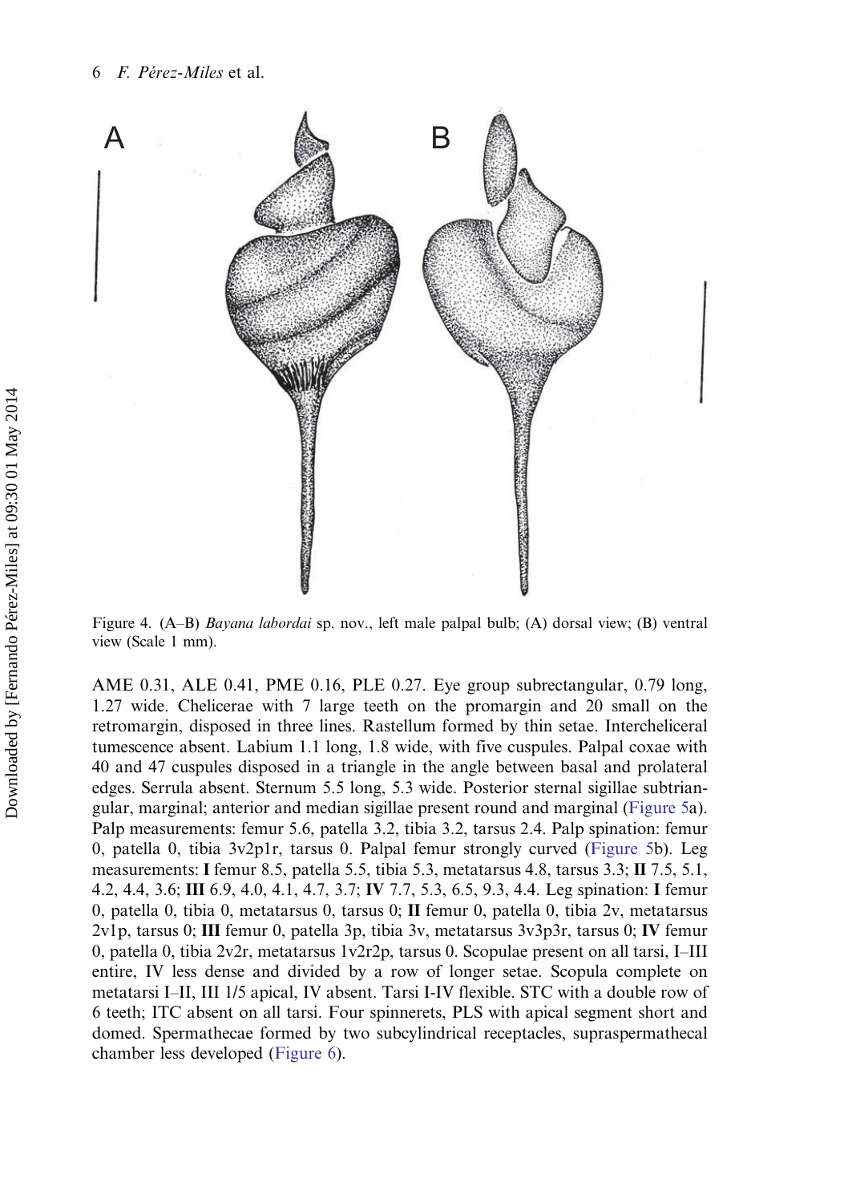Figure 4. (A–B) *Bayana labordai* sp. nov., left male palpal bulb; (A) dorsal view; (B) ventral view (Scale 1 mm).

AME 0.31, ALE 0.41, PME 0.16, PLE 0.27. Eye group subrectangular, 0.79 long, 1.27 wide. Chelicerae with 7 large teeth on the promargin and 20 small on the retromargin, disposed in three lines. Rastellum formed by thin setae. Intercheliceral tumescence absent. Labium 1.1 long, 1.8 wide, with five cuspules. Palpal coxae with 40 and 47 cuspules disposed in a triangle in the angle between basal and prolateral edges. Serrula absent. Sternum 5.5 long, 5.3 wide. Posterior sternal sigillae subtriangular, marginal; anterior and median sigillae present round and marginal (Figure 5a). Palp measurements: femur 5.6, patella 3.2, tibia 3.2, tarsus 2.4. Palp spination: femur 0, patella 0, tibia 3v2p1r, tarsus 0. Palpal femur strongly curved (Figure 5b). Leg measurements: **I** femur 8.5, patella 5.5, tibia 5.3, metatarsus 4.8, tarsus 3.3; **II** 7.5, 5.1, 4.2, 4.4, 3.6; **III** 6.9, 4.0, 4.1, 4.7, 3.7; **IV** 7.7, 5.3, 6.5, 9.3, 4.4. Leg spination: **I** femur 0, patella 0, tibia 0, metatarsus 0, tarsus 0; **II** femur 0, patella 0, tibia 2v, metatarsus 2v1p, tarsus 0; **III** femur 0, patella 3p, tibia 3v, metatarsus 3v3p3r, tarsus 0; **IV** femur 0, patella 0, tibia 2v2r, metatarsus 1v2r2p, tarsus 0. Scopulae present on all tarsi, I–III entire, IV less dense and divided by a row of longer setae. Scopula complete on metatarsi I–II, III 1/5 apical, IV absent. Tarsi I-IV flexible. STC with a double row of 6 teeth; ITC absent on all tarsi. Four spinnerets, PLS with apical segment short and domed. Spermathecae formed by two subcylindrical receptacles, supraspermathecal chamber less developed (Figure 6).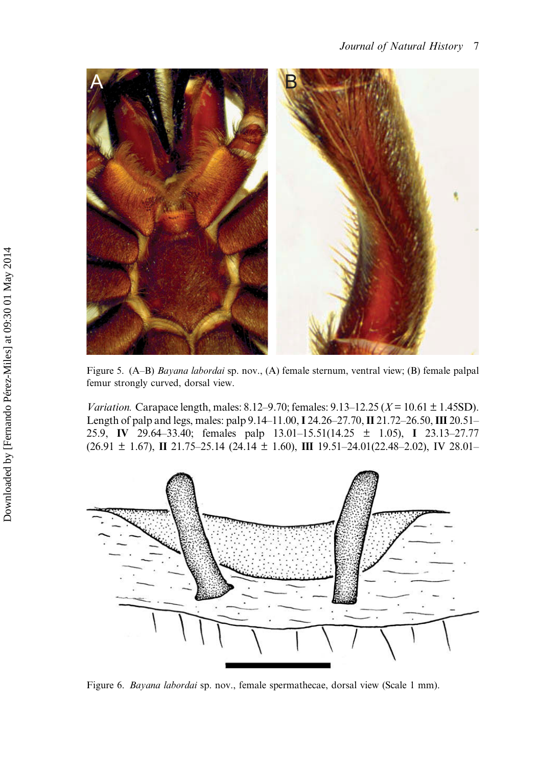Figure 5. (A–B) *Bayana labordai* sp. nov., (A) female sternum, ventral view; (B) female palpal femur strongly curved, dorsal view.

*Variation.* Carapace length, males: 8.12–9.70; females: 9.13–12.25 ($X$ = 10.61 ± 1.45SD). Length of palp and legs, males: palp 9.14–11.00, **I** 24.26–27.70, **II** 21.72–26.50, **III** 20.51–25.9, **IV** 29.64–33.40; females palp 13.01–15.51(14.25 ± 1.05), **I** 23.13–27.77 (26.91 ± 1.67), **II** 21.75–25.14 (24.14 ± 1.60), **III** 19.51–24.01(22.48–2.02), IV 28.01–

Figure 6. *Bayana labordai* sp. nov., female spermathecae, dorsal view (Scale 1 mm).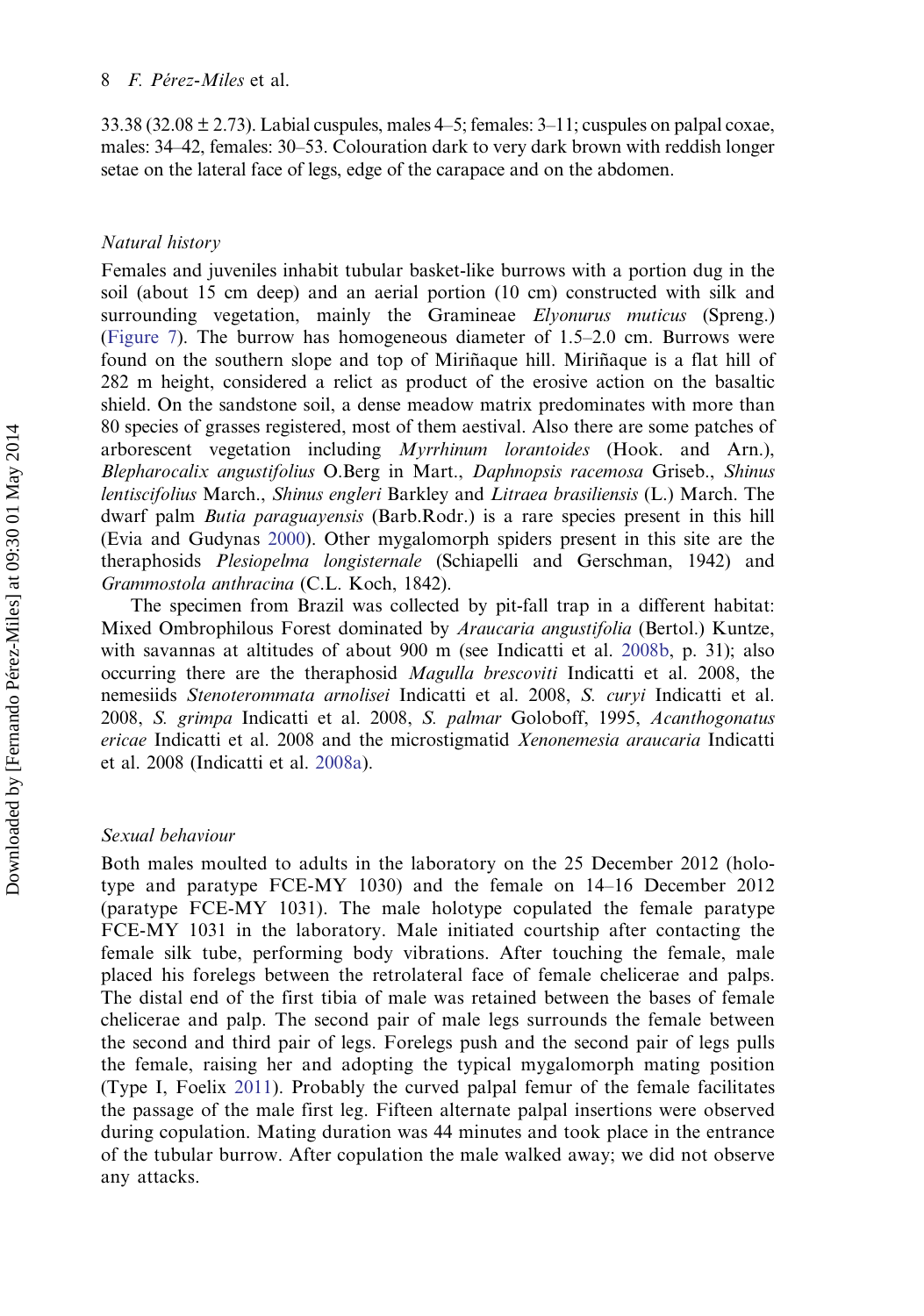33.38 (32.08 ± 2.73). Labial cuspules, males 4–5; females: 3–11; cuspules on palpal coxae, males: 34–42, females: 30–53. Colouration dark to very dark brown with reddish longer setae on the lateral face of legs, edge of the carapace and on the abdomen.

### Natural history

Females and juveniles inhabit tubular basket-like burrows with a portion dug in the soil (about 15 cm deep) and an aerial portion (10 cm) constructed with silk and surrounding vegetation, mainly the Gramineae *Elyonurus muticus* (Spreng.) (Figure 7). The burrow has homogeneous diameter of 1.5–2.0 cm. Burrows were found on the southern slope and top of Miriñaque hill. Miriñaque is a flat hill of 282 m height, considered a relict as product of the erosive action on the basaltic shield. On the sandstone soil, a dense meadow matrix predominates with more than 80 species of grasses registered, most of them aestival. Also there are some patches of arborescent vegetation including *Myrrhinum lorantoides* (Hook. and Arn.), *Blepharocalix angustifolius* O.Berg in Mart., *Daphnopsis racemosa* Griseb., *Shinus lentiscifolius* March., *Shinus engleri* Barkley and *Litraea brasiliensis* (L.) March. The dwarf palm *Butia paraguayensis* (Barb.Rodr.) is a rare species present in this hill (Evia and Gudynas 2000). Other mygalomorph spiders present in this site are the theraphosids *Plesiopelma longisternale* (Schiapelli and Gerschman, 1942) and *Grammostola anthracina* (C.L. Koch, 1842).

The specimen from Brazil was collected by pit-fall trap in a different habitat: Mixed Ombrophilous Forest dominated by *Araucaria angustifolia* (Bertol.) Kuntze, with savannas at altitudes of about 900 m (see Indicatti et al. 2008b, p. 31); also occurring there are the theraphosid *Magulla brescoviti* Indicatti et al. 2008, the nemesiids *Stenoterommata arnolisei* Indicatti et al. 2008, *S. curyi* Indicatti et al. 2008, *S. grimpa* Indicatti et al. 2008, *S. palmar* Goloboff, 1995, *Acanthogonatus ericae* Indicatti et al. 2008 and the microstigmatid *Xenonemesia araucaria* Indicatti et al. 2008 (Indicatti et al. 2008a).

### Sexual behaviour

Both males moulted to adults in the laboratory on the 25 December 2012 (holotype and paratype FCE-MY 1030) and the female on 14–16 December 2012 (paratype FCE-MY 1031). The male holotype copulated the female paratype FCE-MY 1031 in the laboratory. Male initiated courtship after contacting the female silk tube, performing body vibrations. After touching the female, male placed his forelegs between the retrolateral face of female chelicerae and palps. The distal end of the first tibia of male was retained between the bases of female chelicerae and palp. The second pair of male legs surrounds the female between the second and third pair of legs. Forelegs push and the second pair of legs pulls the female, raising her and adopting the typical mygalomorph mating position (Type I, Foelix 2011). Probably the curved palpal femur of the female facilitates the passage of the male first leg. Fifteen alternate palpal insertions were observed during copulation. Mating duration was 44 minutes and took place in the entrance of the tubular burrow. After copulation the male walked away; we did not observe any attacks.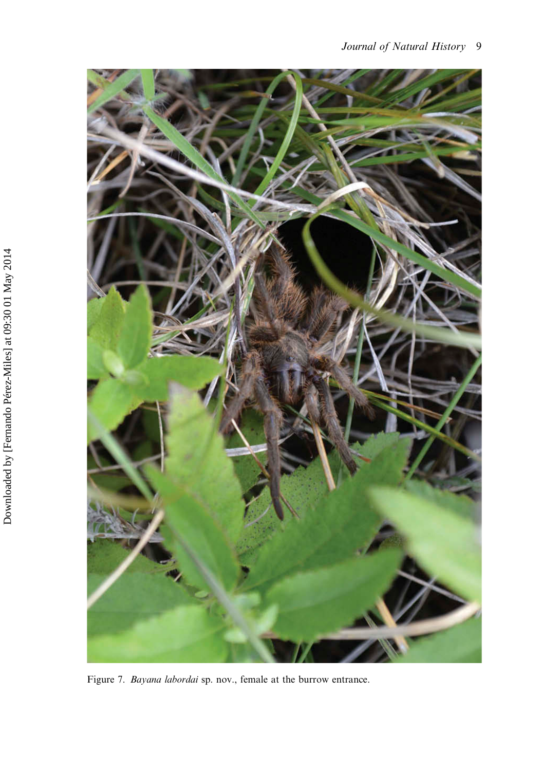Figure 7. *Bayana labordai* sp. nov., female at the burrow entrance.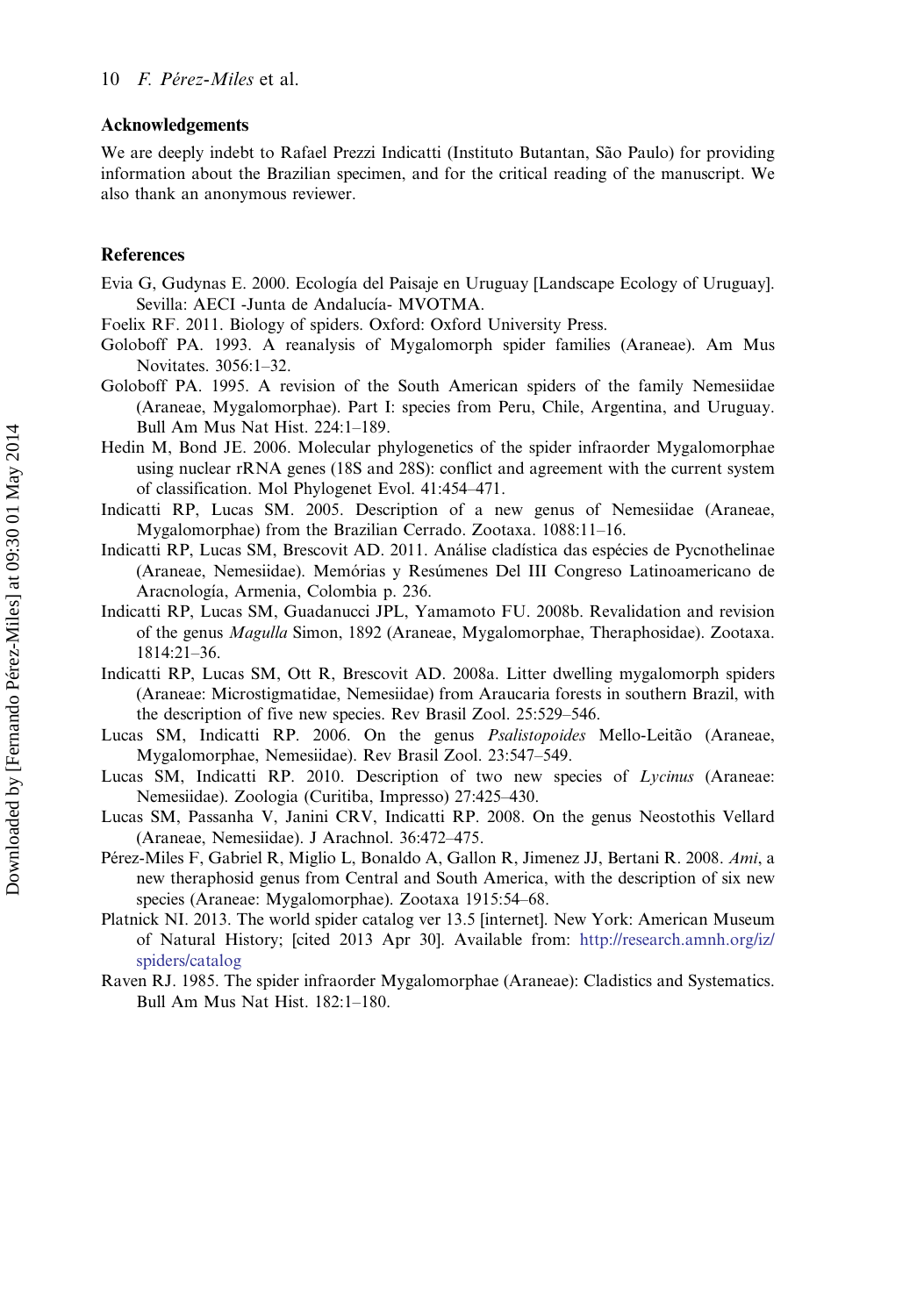## Acknowledgements

We are deeply indebt to Rafael Prezzi Indicatti (Instituto Butantan, São Paulo) for providing information about the Brazilian specimen, and for the critical reading of the manuscript. We also thank an anonymous reviewer.

## References

Evia G, Gudynas E. 2000. Ecología del Paisaje en Uruguay [Landscape Ecology of Uruguay]. Sevilla: AECI -Junta de Andalucía- MVOTMA.

Foelix RF. 2011. Biology of spiders. Oxford: Oxford University Press.

Goloboff PA. 1993. A reanalysis of Mygalomorph spider families (Araneae). Am Mus Novitates. 3056:1–32.

Goloboff PA. 1995. A revision of the South American spiders of the family Nemesiidae (Araneae, Mygalomorphae). Part I: species from Peru, Chile, Argentina, and Uruguay. Bull Am Mus Nat Hist. 224:1–189.

Hedin M, Bond JE. 2006. Molecular phylogenetics of the spider infraorder Mygalomorphae using nuclear rRNA genes (18S and 28S): conflict and agreement with the current system of classification. Mol Phylogenet Evol. 41:454–471.

Indicatti RP, Lucas SM. 2005. Description of a new genus of Nemesiidae (Araneae, Mygalomorphae) from the Brazilian Cerrado. Zootaxa. 1088:11–16.

Indicatti RP, Lucas SM, Brescovit AD. 2011. Análise cladística das espécies de Pycnothelinae (Araneae, Nemesiidae). Memórias y Resúmenes Del III Congreso Latinoamericano de Aracnología, Armenia, Colombia p. 236.

Indicatti RP, Lucas SM, Guadanucci JPL, Yamamoto FU. 2008b. Revalidation and revision of the genus *Magulla* Simon, 1892 (Araneae, Mygalomorphae, Theraphosidae). Zootaxa. 1814:21–36.

Indicatti RP, Lucas SM, Ott R, Brescovit AD. 2008a. Litter dwelling mygalomorph spiders (Araneae: Microstigmatidae, Nemesiidae) from Araucaria forests in southern Brazil, with the description of five new species. Rev Brasil Zool. 25:529–546.

Lucas SM, Indicatti RP. 2006. On the genus *Psalistopoides* Mello-Leitão (Araneae, Mygalomorphae, Nemesiidae). Rev Brasil Zool. 23:547–549.

Lucas SM, Indicatti RP. 2010. Description of two new species of *Lycinus* (Araneae: Nemesiidae). Zoologia (Curitiba, Impresso) 27:425–430.

Lucas SM, Passanha V, Janini CRV, Indicatti RP. 2008. On the genus Neostothis Vellard (Araneae, Nemesiidae). J Arachnol. 36:472–475.

Pérez-Miles F, Gabriel R, Miglio L, Bonaldo A, Gallon R, Jimenez JJ, Bertani R. 2008. *Ami*, a new theraphosid genus from Central and South America, with the description of six new species (Araneae: Mygalomorphae). Zootaxa 1915:54–68.

Platnick NI. 2013. The world spider catalog ver 13.5 [internet]. New York: American Museum of Natural History; [cited 2013 Apr 30]. Available from: http://research.amnh.org/iz/spiders/catalog

Raven RJ. 1985. The spider infraorder Mygalomorphae (Araneae): Cladistics and Systematics. Bull Am Mus Nat Hist. 182:1–180.